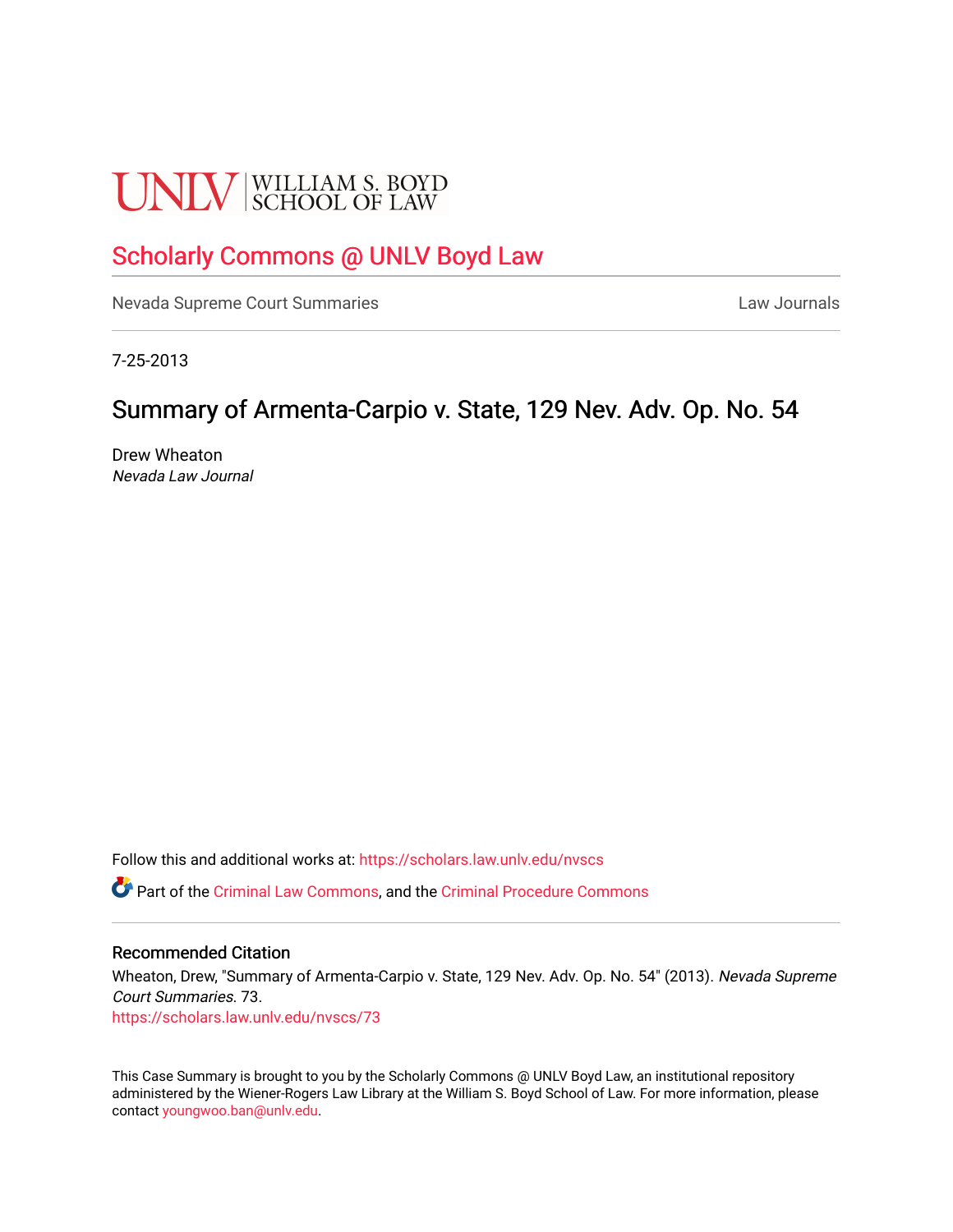UNLV | WILLIAM S. BOYD SCHOOL OF LAW

## Scholarly Commons @ UNLV Boyd Law

Nevada Supreme Court Summaries

Law Journals

7-25-2013

# Summary of Armenta-Carpio v. State, 129 Nev. Adv. Op. No. 54

Drew Wheaton
*Nevada Law Journal*

Follow this and additional works at: https://scholars.law.unlv.edu/nvscs

Part of the Criminal Law Commons, and the Criminal Procedure Commons

### Recommended Citation

Wheaton, Drew, "Summary of Armenta-Carpio v. State, 129 Nev. Adv. Op. No. 54" (2013). *Nevada Supreme Court Summaries*. 73.
https://scholars.law.unlv.edu/nvscs/73

This Case Summary is brought to you by the Scholarly Commons @ UNLV Boyd Law, an institutional repository administered by the Wiener-Rogers Law Library at the William S. Boyd School of Law. For more information, please contact youngwoo.ban@unlv.edu.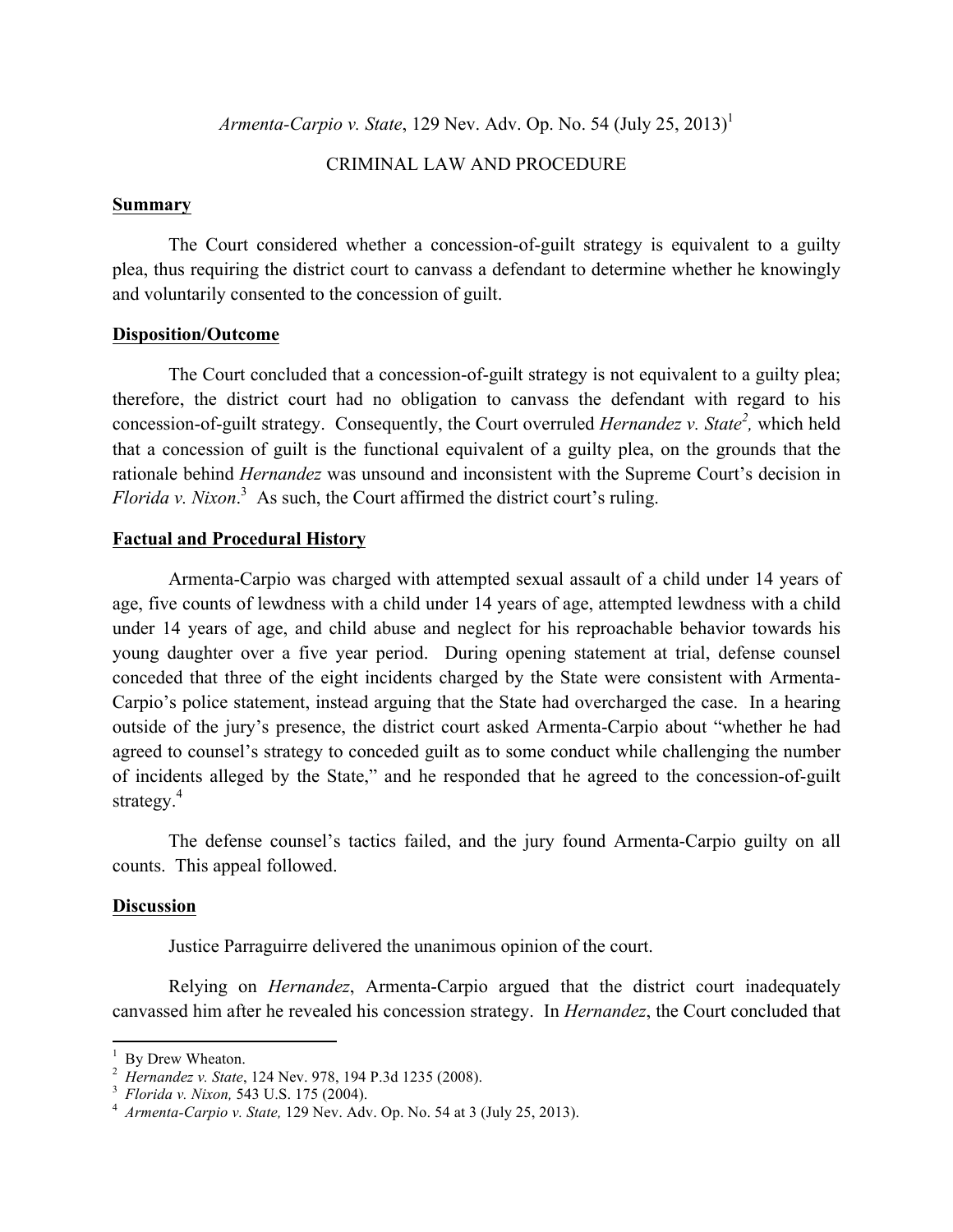*Armenta-Carpio v. State*, 129 Nev. Adv. Op. No. 54 (July 25, 2013)[1]

CRIMINAL LAW AND PROCEDURE

## Summary

The Court considered whether a concession-of-guilt strategy is equivalent to a guilty plea, thus requiring the district court to canvass a defendant to determine whether he knowingly and voluntarily consented to the concession of guilt.

## Disposition/Outcome

The Court concluded that a concession-of-guilt strategy is not equivalent to a guilty plea; therefore, the district court had no obligation to canvass the defendant with regard to his concession-of-guilt strategy. Consequently, the Court overruled *Hernandez v. State*[2], which held that a concession of guilt is the functional equivalent of a guilty plea, on the grounds that the rationale behind *Hernandez* was unsound and inconsistent with the Supreme Court's decision in *Florida v. Nixon*.[3] As such, the Court affirmed the district court's ruling.

## Factual and Procedural History

Armenta-Carpio was charged with attempted sexual assault of a child under 14 years of age, five counts of lewdness with a child under 14 years of age, attempted lewdness with a child under 14 years of age, and child abuse and neglect for his reproachable behavior towards his young daughter over a five year period. During opening statement at trial, defense counsel conceded that three of the eight incidents charged by the State were consistent with Armenta-Carpio's police statement, instead arguing that the State had overcharged the case. In a hearing outside of the jury's presence, the district court asked Armenta-Carpio about "whether he had agreed to counsel's strategy to conceded guilt as to some conduct while challenging the number of incidents alleged by the State," and he responded that he agreed to the concession-of-guilt strategy.[4]

The defense counsel's tactics failed, and the jury found Armenta-Carpio guilty on all counts. This appeal followed.

## Discussion

Justice Parraguirre delivered the unanimous opinion of the court.

Relying on *Hernandez*, Armenta-Carpio argued that the district court inadequately canvassed him after he revealed his concession strategy. In *Hernandez*, the Court concluded that

---

[1] By Drew Wheaton.

[2] *Hernandez v. State*, 124 Nev. 978, 194 P.3d 1235 (2008).

[3] *Florida v. Nixon,* 543 U.S. 175 (2004).

[4] *Armenta-Carpio v. State,* 129 Nev. Adv. Op. No. 54 at 3 (July 25, 2013).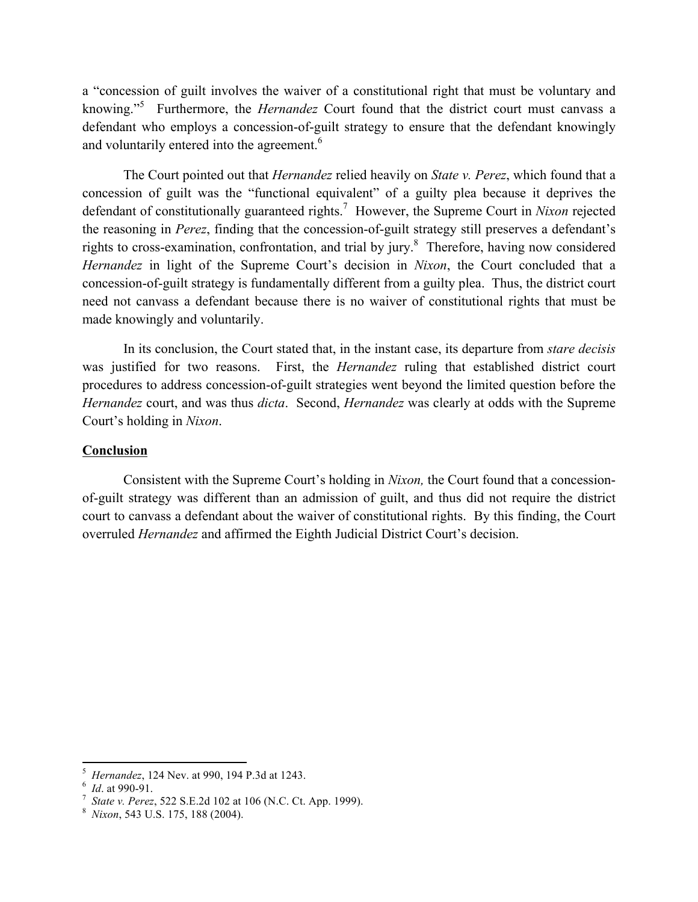a "concession of guilt involves the waiver of a constitutional right that must be voluntary and knowing."[5] Furthermore, the *Hernandez* Court found that the district court must canvass a defendant who employs a concession-of-guilt strategy to ensure that the defendant knowingly and voluntarily entered into the agreement.[6]

The Court pointed out that *Hernandez* relied heavily on *State v. Perez*, which found that a concession of guilt was the "functional equivalent" of a guilty plea because it deprives the defendant of constitutionally guaranteed rights.[7] However, the Supreme Court in *Nixon* rejected the reasoning in *Perez*, finding that the concession-of-guilt strategy still preserves a defendant's rights to cross-examination, confrontation, and trial by jury.[8] Therefore, having now considered *Hernandez* in light of the Supreme Court's decision in *Nixon*, the Court concluded that a concession-of-guilt strategy is fundamentally different from a guilty plea. Thus, the district court need not canvass a defendant because there is no waiver of constitutional rights that must be made knowingly and voluntarily.

In its conclusion, the Court stated that, in the instant case, its departure from *stare decisis* was justified for two reasons. First, the *Hernandez* ruling that established district court procedures to address concession-of-guilt strategies went beyond the limited question before the *Hernandez* court, and was thus *dicta*. Second, *Hernandez* was clearly at odds with the Supreme Court's holding in *Nixon*.

**<u>Conclusion</u>**

Consistent with the Supreme Court's holding in *Nixon,* the Court found that a concession-of-guilt strategy was different than an admission of guilt, and thus did not require the district court to canvass a defendant about the waiver of constitutional rights. By this finding, the Court overruled *Hernandez* and affirmed the Eighth Judicial District Court's decision.

---

[5] *Hernandez*, 124 Nev. at 990, 194 P.3d at 1243.
[6] *Id*. at 990-91.
[7] *State v. Perez*, 522 S.E.2d 102 at 106 (N.C. Ct. App. 1999).
[8] *Nixon*, 543 U.S. 175, 188 (2004).